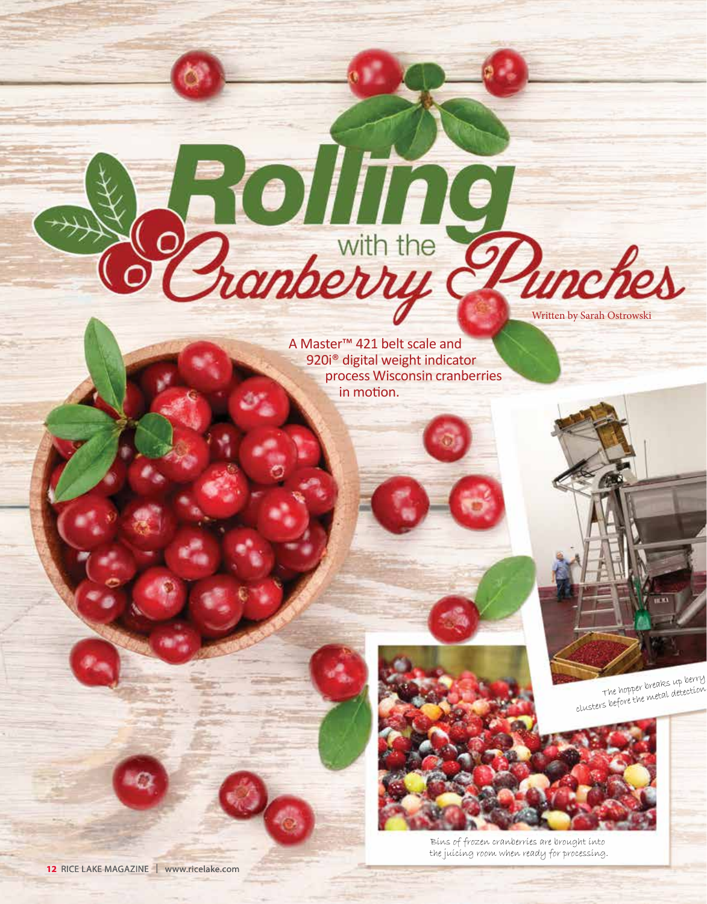# Rolling with the Cranberry Punches

Written by Sarah Ostrowski

A Master™ 421 belt scale and 920i® digital weight indicator process Wisconsin cranberries in motion.

The hopper breaks up berry clusters before the metal detection

Bins of frozen cranberries are brought into the juicing room when ready for processing.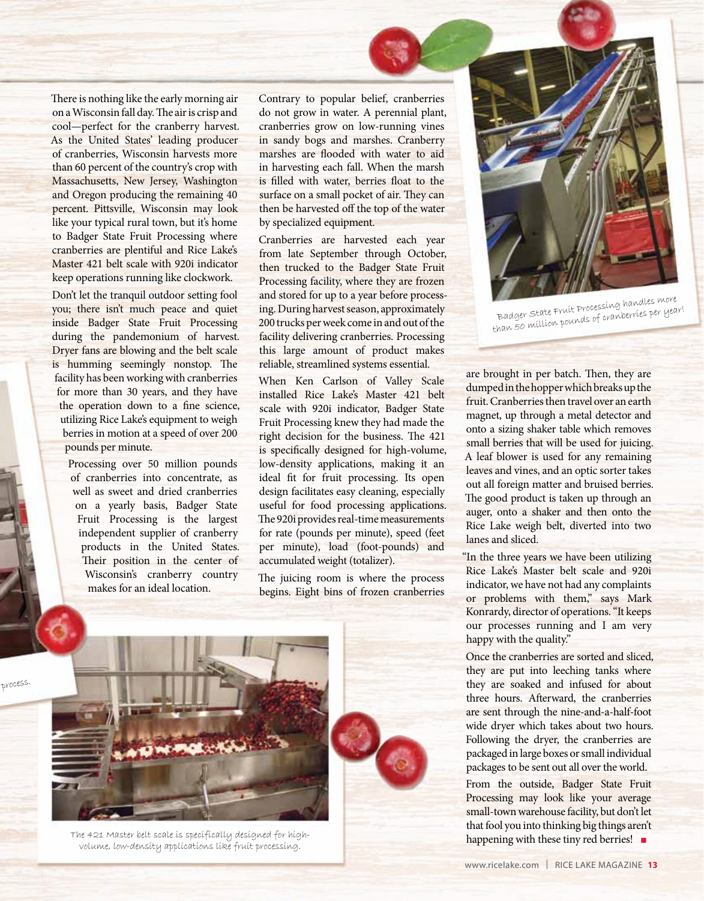There is nothing like the early morning air on a Wisconsin fall day. The air is crisp and cool—perfect for the cranberry harvest. As the United States' leading producer of cranberries, Wisconsin harvests more than 60 percent of the country's crop with Massachusetts, New Jersey, Washington and Oregon producing the remaining 40 percent. Pittsville, Wisconsin may look like your typical rural town, but it's home to Badger State Fruit Processing where cranberries are plentiful and Rice Lake's Master 421 belt scale with 920i indicator keep operations running like clockwork.

Don't let the tranquil outdoor setting fool you; there isn't much peace and quiet inside Badger State Fruit Processing during the pandemonium of harvest. Dryer fans are blowing and the belt scale is humming seemingly nonstop. The facility has been working with cranberries for more than 30 years, and they have the operation down to a fine science, utilizing Rice Lake's equipment to weigh berries in motion at a speed of over 200 pounds per minute.

Processing over 50 million pounds of cranberries into concentrate, as well as sweet and dried cranberries on a yearly basis, Badger State Fruit Processing is the largest independent supplier of cranberry products in the United States. Their position in the center of Wisconsin's cranberry country makes for an ideal location.

Contrary to popular belief, cranberries do not grow in water. A perennial plant, cranberries grow on low-running vines in sandy bogs and marshes. Cranberry marshes are flooded with water to aid in harvesting each fall. When the marsh is filled with water, berries float to the surface on a small pocket of air. They can then be harvested off the top of the water by specialized equipment.

Cranberries are harvested each year from late September through October, then trucked to the Badger State Fruit Processing facility, where they are frozen and stored for up to a year before processing. During harvest season, approximately 200 trucks per week come in and out of the facility delivering cranberries. Processing this large amount of product makes reliable, streamlined systems essential.

When Ken Carlson of Valley Scale installed Rice Lake's Master 421 belt scale with 920i indicator, Badger State Fruit Processing knew they had made the right decision for the business. The 421 is specifically designed for high-volume, low-density applications, making it an ideal fit for fruit processing. Its open design facilitates easy cleaning, especially useful for food processing applications. The 920i provides real-time measurements for rate (pounds per minute), speed (feet per minute), load (foot-pounds) and accumulated weight (totalizer).

The juicing room is where the process begins. Eight bins of frozen cranberries are brought in per batch. Then, they are dumped in the hopper which breaks up the fruit. Cranberries then travel over an earth magnet, up through a metal detector and onto a sizing shaker table which removes small berries that will be used for juicing. A leaf blower is used for any remaining leaves and vines, and an optic sorter takes out all foreign matter and bruised berries. The good product is taken up through an auger, onto a shaker and then onto the Rice Lake weigh belt, diverted into two lanes and sliced.

Badger State Fruit Processing handles more than 50 million pounds of cranberries per year!

"In the three years we have been utilizing Rice Lake's Master belt scale and 920i indicator, we have not had any complaints or problems with them," says Mark Konrardy, director of operations. "It keeps our processes running and I am very happy with the quality."

Once the cranberries are sorted and sliced, they are put into leeching tanks where they are soaked and infused for about three hours. Afterward, the cranberries are sent through the nine-and-a-half-foot wide dryer which takes about two hours. Following the dryer, the cranberries are packaged in large boxes or small individual packages to be sent out all over the world.

From the outside, Badger State Fruit Processing may look like your average small-town warehouse facility, but don't let that fool you into thinking big things aren't happening with these tiny red berries! ■

The 421 Master belt scale is specifically designed for high-volume, low-density applications like fruit processing.